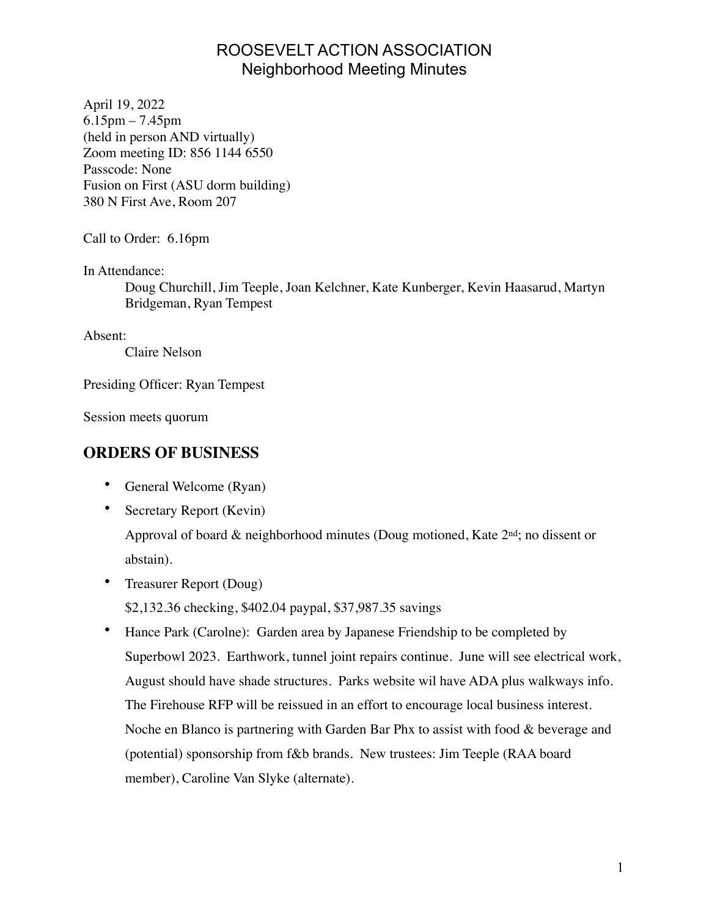# ROOSEVELT ACTION ASSOCIATION
## Neighborhood Meeting Minutes

April 19, 2022
6.15pm – 7.45pm
(held in person AND virtually)
Zoom meeting ID: 856 1144 6550
Passcode: None
Fusion on First (ASU dorm building)
380 N First Ave, Room 207

Call to Order: 6.16pm

In Attendance:
Doug Churchill, Jim Teeple, Joan Kelchner, Kate Kunberger, Kevin Haasarud, Martyn Bridgeman, Ryan Tempest

Absent:
Claire Nelson

Presiding Officer: Ryan Tempest

Session meets quorum

## ORDERS OF BUSINESS

- General Welcome (Ryan)
- Secretary Report (Kevin)
  Approval of board & neighborhood minutes (Doug motioned, Kate 2nd; no dissent or abstain).
- Treasurer Report (Doug)
  $2,132.36 checking, $402.04 paypal, $37,987.35 savings
- Hance Park (Carolne): Garden area by Japanese Friendship to be completed by Superbowl 2023. Earthwork, tunnel joint repairs continue. June will see electrical work, August should have shade structures. Parks website wil have ADA plus walkways info. The Firehouse RFP will be reissued in an effort to encourage local business interest. Noche en Blanco is partnering with Garden Bar Phx to assist with food & beverage and (potential) sponsorship from f&b brands. New trustees: Jim Teeple (RAA board member), Caroline Van Slyke (alternate).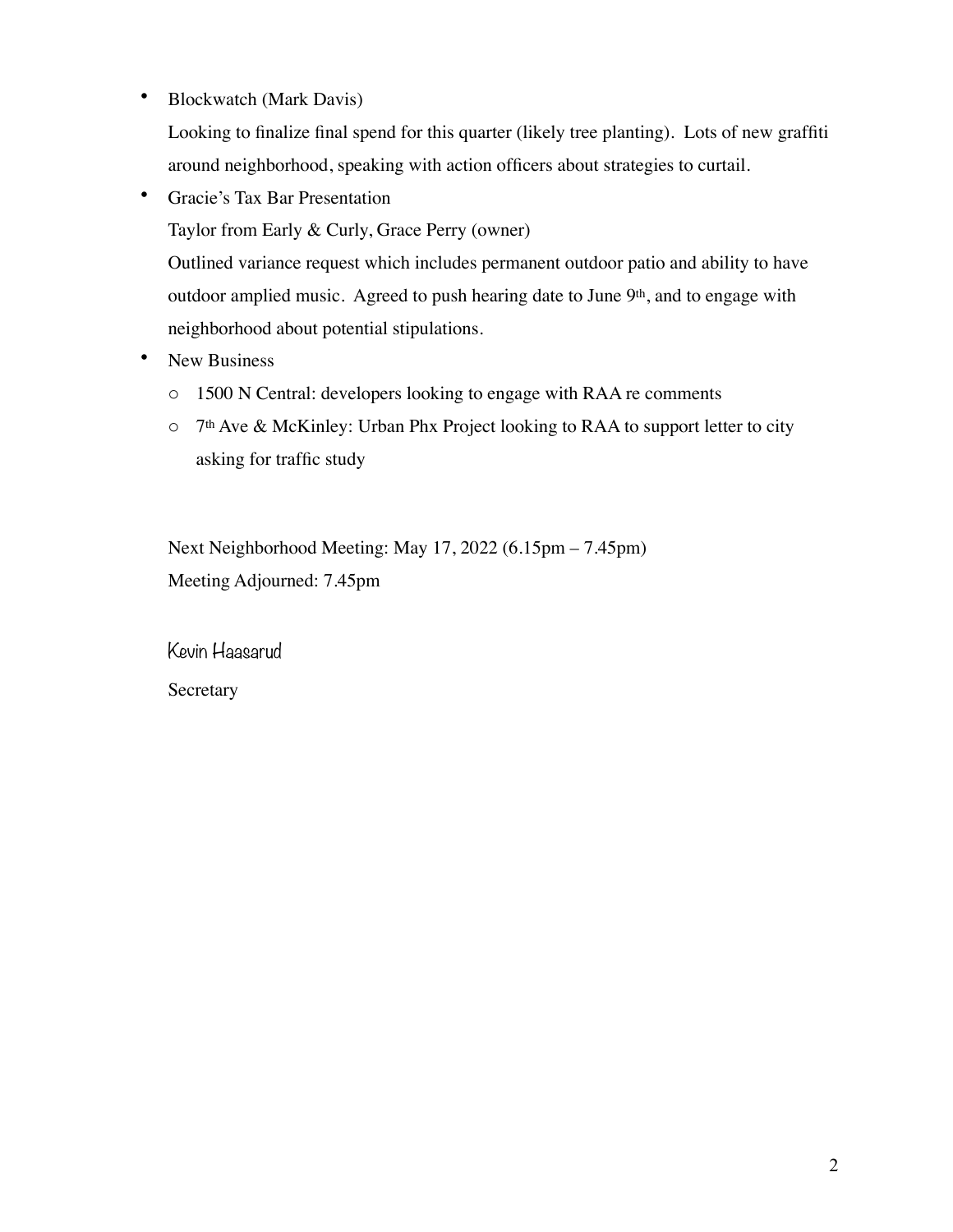- Blockwatch (Mark Davis)

  Looking to finalize final spend for this quarter (likely tree planting). Lots of new graffiti around neighborhood, speaking with action officers about strategies to curtail.

- Gracie's Tax Bar Presentation

  Taylor from Early & Curly, Grace Perry (owner)

  Outlined variance request which includes permanent outdoor patio and ability to have outdoor amplied music. Agreed to push hearing date to June 9th, and to engage with neighborhood about potential stipulations.

- New Business
  - 1500 N Central: developers looking to engage with RAA re comments
  - 7th Ave & McKinley: Urban Phx Project looking to RAA to support letter to city asking for traffic study

Next Neighborhood Meeting: May 17, 2022 (6.15pm – 7.45pm)

Meeting Adjourned: 7.45pm

Kevin Haasarud

Secretary